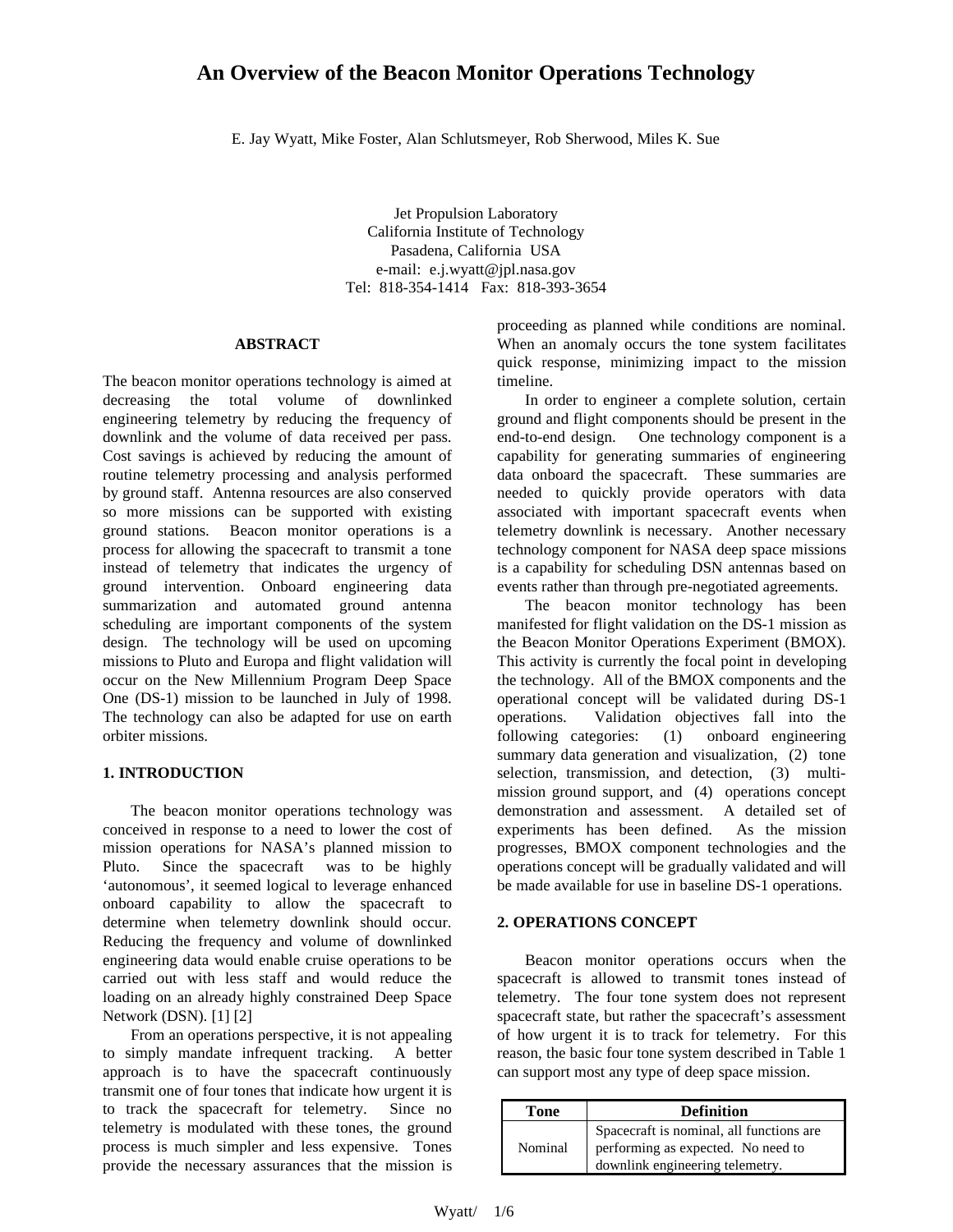# An Overview of the Beacon Monitor Operations Technology

E. Jay Wyatt, Mike Foster, Alan Schlutsmeyer, Rob Sherwood, Miles K. Sue

Jet Propulsion Laboratory
California Institute of Technology
Pasadena, California USA
e-mail: e.j.wyatt@jpl.nasa.gov
Tel: 818-354-1414 Fax: 818-393-3654

## ABSTRACT

The beacon monitor operations technology is aimed at decreasing the total volume of downlinked engineering telemetry by reducing the frequency of downlink and the volume of data received per pass. Cost savings is achieved by reducing the amount of routine telemetry processing and analysis performed by ground staff. Antenna resources are also conserved so more missions can be supported with existing ground stations. Beacon monitor operations is a process for allowing the spacecraft to transmit a tone instead of telemetry that indicates the urgency of ground intervention. Onboard engineering data summarization and automated ground antenna scheduling are important components of the system design. The technology will be used on upcoming missions to Pluto and Europa and flight validation will occur on the New Millennium Program Deep Space One (DS-1) mission to be launched in July of 1998. The technology can also be adapted for use on earth orbiter missions.

## 1. INTRODUCTION

The beacon monitor operations technology was conceived in response to a need to lower the cost of mission operations for NASA's planned mission to Pluto. Since the spacecraft was to be highly 'autonomous', it seemed logical to leverage enhanced onboard capability to allow the spacecraft to determine when telemetry downlink should occur. Reducing the frequency and volume of downlinked engineering data would enable cruise operations to be carried out with less staff and would reduce the loading on an already highly constrained Deep Space Network (DSN). [1] [2]

From an operations perspective, it is not appealing to simply mandate infrequent tracking. A better approach is to have the spacecraft continuously transmit one of four tones that indicate how urgent it is to track the spacecraft for telemetry. Since no telemetry is modulated with these tones, the ground process is much simpler and less expensive. Tones provide the necessary assurances that the mission is proceeding as planned while conditions are nominal. When an anomaly occurs the tone system facilitates quick response, minimizing impact to the mission timeline.

In order to engineer a complete solution, certain ground and flight components should be present in the end-to-end design. One technology component is a capability for generating summaries of engineering data onboard the spacecraft. These summaries are needed to quickly provide operators with data associated with important spacecraft events when telemetry downlink is necessary. Another necessary technology component for NASA deep space missions is a capability for scheduling DSN antennas based on events rather than through pre-negotiated agreements.

The beacon monitor technology has been manifested for flight validation on the DS-1 mission as the Beacon Monitor Operations Experiment (BMOX). This activity is currently the focal point in developing the technology. All of the BMOX components and the operational concept will be validated during DS-1 operations. Validation objectives fall into the following categories: (1) onboard engineering summary data generation and visualization, (2) tone selection, transmission, and detection, (3) multi-mission ground support, and (4) operations concept demonstration and assessment. A detailed set of experiments has been defined. As the mission progresses, BMOX component technologies and the operations concept will be gradually validated and will be made available for use in baseline DS-1 operations.

## 2. OPERATIONS CONCEPT

Beacon monitor operations occurs when the spacecraft is allowed to transmit tones instead of telemetry. The four tone system does not represent spacecraft state, but rather the spacecraft's assessment of how urgent it is to track for telemetry. For this reason, the basic four tone system described in Table 1 can support most any type of deep space mission.

| Tone | Definition |
|---|---|
| Nominal | Spacecraft is nominal, all functions are performing as expected. No need to downlink engineering telemetry. |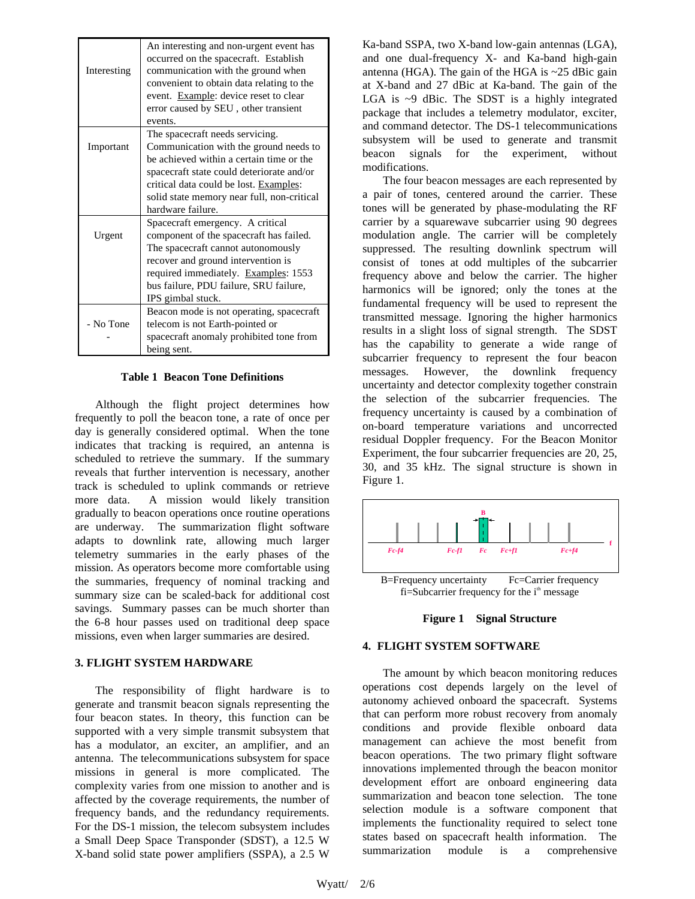| | |
|---|---|
| Interesting | An interesting and non-urgent event has occurred on the spacecraft. Establish communication with the ground when convenient to obtain data relating to the event. Example: device reset to clear error caused by SEU , other transient events. |
| Important | The spacecraft needs servicing. Communication with the ground needs to be achieved within a certain time or the spacecraft state could deteriorate and/or critical data could be lost. Examples: solid state memory near full, non-critical hardware failure. |
| Urgent | Spacecraft emergency. A critical component of the spacecraft has failed. The spacecraft cannot autonomously recover and ground intervention is required immediately. Examples: 1553 bus failure, PDU failure, SRU failure, IPS gimbal stuck. |
| - No Tone - | Beacon mode is not operating, spacecraft telecom is not Earth-pointed or spacecraft anomaly prohibited tone from being sent. |

**Table 1 Beacon Tone Definitions**

Although the flight project determines how frequently to poll the beacon tone, a rate of once per day is generally considered optimal. When the tone indicates that tracking is required, an antenna is scheduled to retrieve the summary. If the summary reveals that further intervention is necessary, another track is scheduled to uplink commands or retrieve more data. A mission would likely transition gradually to beacon operations once routine operations are underway. The summarization flight software adapts to downlink rate, allowing much larger telemetry summaries in the early phases of the mission. As operators become more comfortable using the summaries, frequency of nominal tracking and summary size can be scaled-back for additional cost savings. Summary passes can be much shorter than the 6-8 hour passes used on traditional deep space missions, even when larger summaries are desired.

## 3. FLIGHT SYSTEM HARDWARE

The responsibility of flight hardware is to generate and transmit beacon signals representing the four beacon states. In theory, this function can be supported with a very simple transmit subsystem that has a modulator, an exciter, an amplifier, and an antenna. The telecommunications subsystem for space missions in general is more complicated. The complexity varies from one mission to another and is affected by the coverage requirements, the number of frequency bands, and the redundancy requirements. For the DS-1 mission, the telecom subsystem includes a Small Deep Space Transponder (SDST), a 12.5 W X-band solid state power amplifiers (SSPA), a 2.5 W Ka-band SSPA, two X-band low-gain antennas (LGA), and one dual-frequency X- and Ka-band high-gain antenna (HGA). The gain of the HGA is ~25 dBic gain at X-band and 27 dBic at Ka-band. The gain of the LGA is ~9 dBic. The SDST is a highly integrated package that includes a telemetry modulator, exciter, and command detector. The DS-1 telecommunications subsystem will be used to generate and transmit beacon signals for the experiment, without modifications.

The four beacon messages are each represented by a pair of tones, centered around the carrier. These tones will be generated by phase-modulating the RF carrier by a squarewave subcarrier using 90 degrees modulation angle. The carrier will be completely suppressed. The resulting downlink spectrum will consist of tones at odd multiples of the subcarrier frequency above and below the carrier. The higher harmonics will be ignored; only the tones at the fundamental frequency will be used to represent the transmitted message. Ignoring the higher harmonics results in a slight loss of signal strength. The SDST has the capability to generate a wide range of subcarrier frequency to represent the four beacon messages. However, the downlink frequency uncertainty and detector complexity together constrain the selection of the subcarrier frequencies. The frequency uncertainty is caused by a combination of on-board temperature variations and uncorrected residual Doppler frequency. For the Beacon Monitor Experiment, the four subcarrier frequencies are 20, 25, 30, and 35 kHz. The signal structure is shown in Figure 1.

B=Frequency uncertainty Fc=Carrier frequency
fi=Subcarrier frequency for the i[th] message

**Figure 1 Signal Structure**

## 4. FLIGHT SYSTEM SOFTWARE

The amount by which beacon monitoring reduces operations cost depends largely on the level of autonomy achieved onboard the spacecraft. Systems that can perform more robust recovery from anomaly conditions and provide flexible onboard data management can achieve the most benefit from beacon operations. The two primary flight software innovations implemented through the beacon monitor development effort are onboard engineering data summarization and beacon tone selection. The tone selection module is a software component that implements the functionality required to select tone states based on spacecraft health information. The summarization module is a comprehensive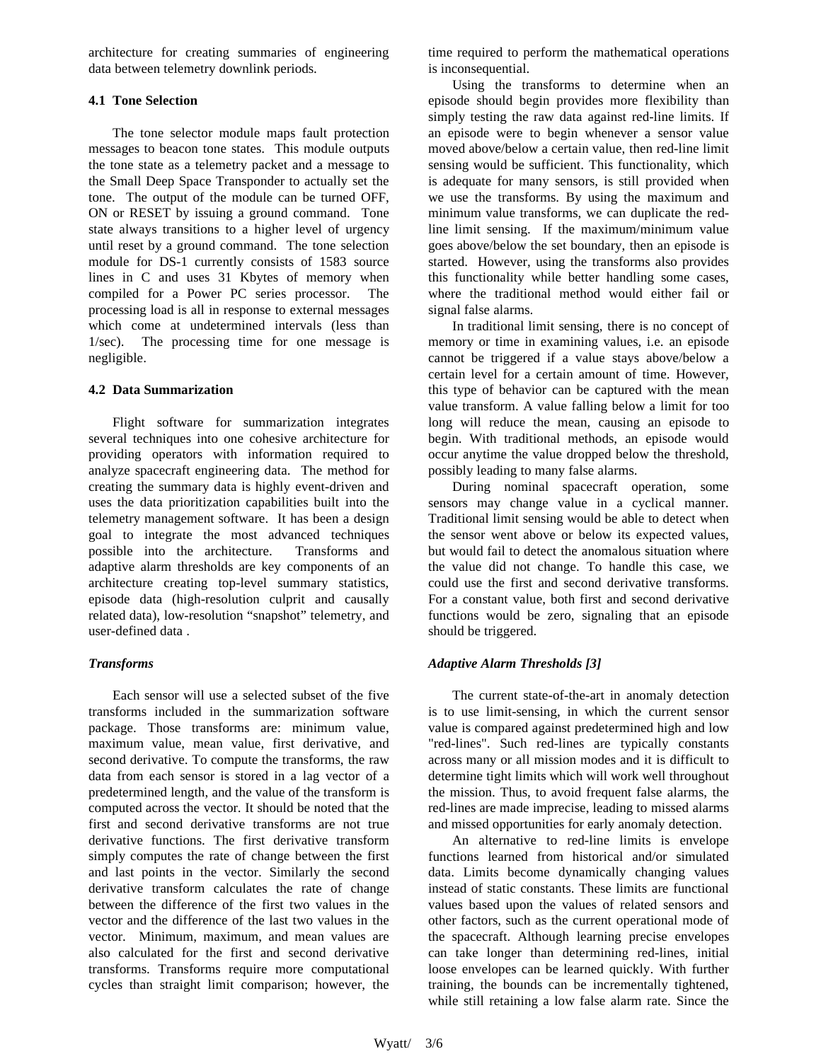architecture for creating summaries of engineering data between telemetry downlink periods.

### 4.1 Tone Selection

The tone selector module maps fault protection messages to beacon tone states. This module outputs the tone state as a telemetry packet and a message to the Small Deep Space Transponder to actually set the tone. The output of the module can be turned OFF, ON or RESET by issuing a ground command. Tone state always transitions to a higher level of urgency until reset by a ground command. The tone selection module for DS-1 currently consists of 1583 source lines in C and uses 31 Kbytes of memory when compiled for a Power PC series processor. The processing load is all in response to external messages which come at undetermined intervals (less than 1/sec). The processing time for one message is negligible.

### 4.2 Data Summarization

Flight software for summarization integrates several techniques into one cohesive architecture for providing operators with information required to analyze spacecraft engineering data. The method for creating the summary data is highly event-driven and uses the data prioritization capabilities built into the telemetry management software. It has been a design goal to integrate the most advanced techniques possible into the architecture. Transforms and adaptive alarm thresholds are key components of an architecture creating top-level summary statistics, episode data (high-resolution culprit and causally related data), low-resolution "snapshot" telemetry, and user-defined data .

#### *Transforms*

Each sensor will use a selected subset of the five transforms included in the summarization software package. Those transforms are: minimum value, maximum value, mean value, first derivative, and second derivative. To compute the transforms, the raw data from each sensor is stored in a lag vector of a predetermined length, and the value of the transform is computed across the vector. It should be noted that the first and second derivative transforms are not true derivative functions. The first derivative transform simply computes the rate of change between the first and last points in the vector. Similarly the second derivative transform calculates the rate of change between the difference of the first two values in the vector and the difference of the last two values in the vector. Minimum, maximum, and mean values are also calculated for the first and second derivative transforms. Transforms require more computational cycles than straight limit comparison; however, the time required to perform the mathematical operations is inconsequential.

Using the transforms to determine when an episode should begin provides more flexibility than simply testing the raw data against red-line limits. If an episode were to begin whenever a sensor value moved above/below a certain value, then red-line limit sensing would be sufficient. This functionality, which is adequate for many sensors, is still provided when we use the transforms. By using the maximum and minimum value transforms, we can duplicate the red-line limit sensing. If the maximum/minimum value goes above/below the set boundary, then an episode is started. However, using the transforms also provides this functionality while better handling some cases, where the traditional method would either fail or signal false alarms.

In traditional limit sensing, there is no concept of memory or time in examining values, i.e. an episode cannot be triggered if a value stays above/below a certain level for a certain amount of time. However, this type of behavior can be captured with the mean value transform. A value falling below a limit for too long will reduce the mean, causing an episode to begin. With traditional methods, an episode would occur anytime the value dropped below the threshold, possibly leading to many false alarms.

During nominal spacecraft operation, some sensors may change value in a cyclical manner. Traditional limit sensing would be able to detect when the sensor went above or below its expected values, but would fail to detect the anomalous situation where the value did not change. To handle this case, we could use the first and second derivative transforms. For a constant value, both first and second derivative functions would be zero, signaling that an episode should be triggered.

#### *Adaptive Alarm Thresholds [3]*

The current state-of-the-art in anomaly detection is to use limit-sensing, in which the current sensor value is compared against predetermined high and low "red-lines". Such red-lines are typically constants across many or all mission modes and it is difficult to determine tight limits which will work well throughout the mission. Thus, to avoid frequent false alarms, the red-lines are made imprecise, leading to missed alarms and missed opportunities for early anomaly detection.

An alternative to red-line limits is envelope functions learned from historical and/or simulated data. Limits become dynamically changing values instead of static constants. These limits are functional values based upon the values of related sensors and other factors, such as the current operational mode of the spacecraft. Although learning precise envelopes can take longer than determining red-lines, initial loose envelopes can be learned quickly. With further training, the bounds can be incrementally tightened, while still retaining a low false alarm rate. Since the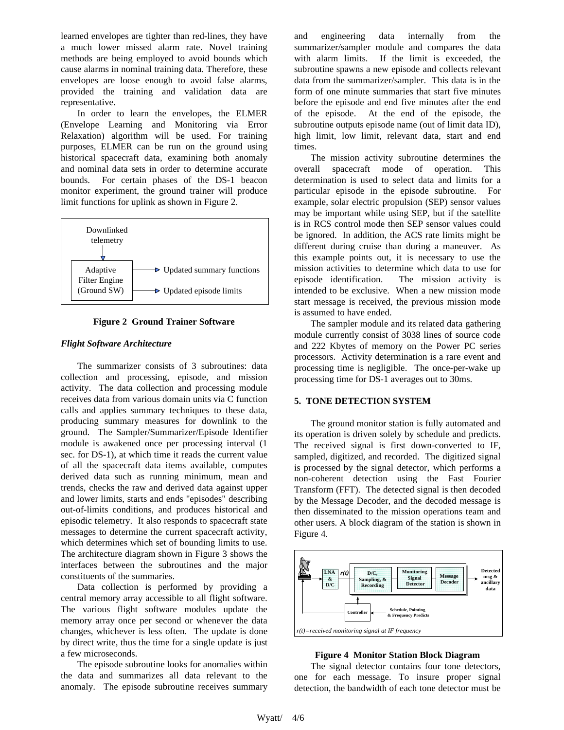learned envelopes are tighter than red-lines, they have a much lower missed alarm rate. Novel training methods are being employed to avoid bounds which cause alarms in nominal training data. Therefore, these envelopes are loose enough to avoid false alarms, provided the training and validation data are representative.

In order to learn the envelopes, the ELMER (Envelope Learning and Monitoring via Error Relaxation) algorithm will be used. For training purposes, ELMER can be run on the ground using historical spacecraft data, examining both anomaly and nominal data sets in order to determine accurate bounds. For certain phases of the DS-1 beacon monitor experiment, the ground trainer will produce limit functions for uplink as shown in Figure 2.

Downlinked telemetry

Adaptive Filter Engine (Ground SW)

Updated summary functions

Updated episode limits

**Figure 2 Ground Trainer Software**

### *Flight Software Architecture*

The summarizer consists of 3 subroutines: data collection and processing, episode, and mission activity. The data collection and processing module receives data from various domain units via C function calls and applies summary techniques to these data, producing summary measures for downlink to the ground. The Sampler/Summarizer/Episode Identifier module is awakened once per processing interval (1 sec. for DS-1), at which time it reads the current value of all the spacecraft data items available, computes derived data such as running minimum, mean and trends, checks the raw and derived data against upper and lower limits, starts and ends "episodes" describing out-of-limits conditions, and produces historical and episodic telemetry. It also responds to spacecraft state messages to determine the current spacecraft activity, which determines which set of bounding limits to use. The architecture diagram shown in Figure 3 shows the interfaces between the subroutines and the major constituents of the summaries.

Data collection is performed by providing a central memory array accessible to all flight software. The various flight software modules update the memory array once per second or whenever the data changes, whichever is less often. The update is done by direct write, thus the time for a single update is just a few microseconds.

The episode subroutine looks for anomalies within the data and summarizes all data relevant to the anomaly. The episode subroutine receives summary and engineering data internally from the summarizer/sampler module and compares the data with alarm limits. If the limit is exceeded, the subroutine spawns a new episode and collects relevant data from the summarizer/sampler. This data is in the form of one minute summaries that start five minutes before the episode and end five minutes after the end of the episode. At the end of the episode, the subroutine outputs episode name (out of limit data ID), high limit, low limit, relevant data, start and end times.

The mission activity subroutine determines the overall spacecraft mode of operation. This determination is used to select data and limits for a particular episode in the episode subroutine. For example, solar electric propulsion (SEP) sensor values may be important while using SEP, but if the satellite is in RCS control mode then SEP sensor values could be ignored. In addition, the ACS rate limits might be different during cruise than during a maneuver. As this example points out, it is necessary to use the mission activities to determine which data to use for episode identification. The mission activity is intended to be exclusive. When a new mission mode start message is received, the previous mission mode is assumed to have ended.

The sampler module and its related data gathering module currently consist of 3038 lines of source code and 222 Kbytes of memory on the Power PC series processors. Activity determination is a rare event and processing time is negligible. The once-per-wake up processing time for DS-1 averages out to 30ms.

## 5. TONE DETECTION SYSTEM

The ground monitor station is fully automated and its operation is driven solely by schedule and predicts. The received signal is first down-converted to IF, sampled, digitized, and recorded. The digitized signal is processed by the signal detector, which performs a non-coherent detection using the Fast Fourier Transform (FFT). The detected signal is then decoded by the Message Decoder, and the decoded message is then disseminated to the mission operations team and other users. A block diagram of the station is shown in Figure 4.

LNA & D/C — $r(t)$ — D/C, Sampling, & Recording — Monitoring Signal Detector — Message Decoder — Detected msg & ancillary data

Controller ← Schedule, Pointing & Frequency Predicts

$r(t)$=received monitoring signal at IF frequency

**Figure 4 Monitor Station Block Diagram**

The signal detector contains four tone detectors, one for each message. To insure proper signal detection, the bandwidth of each tone detector must be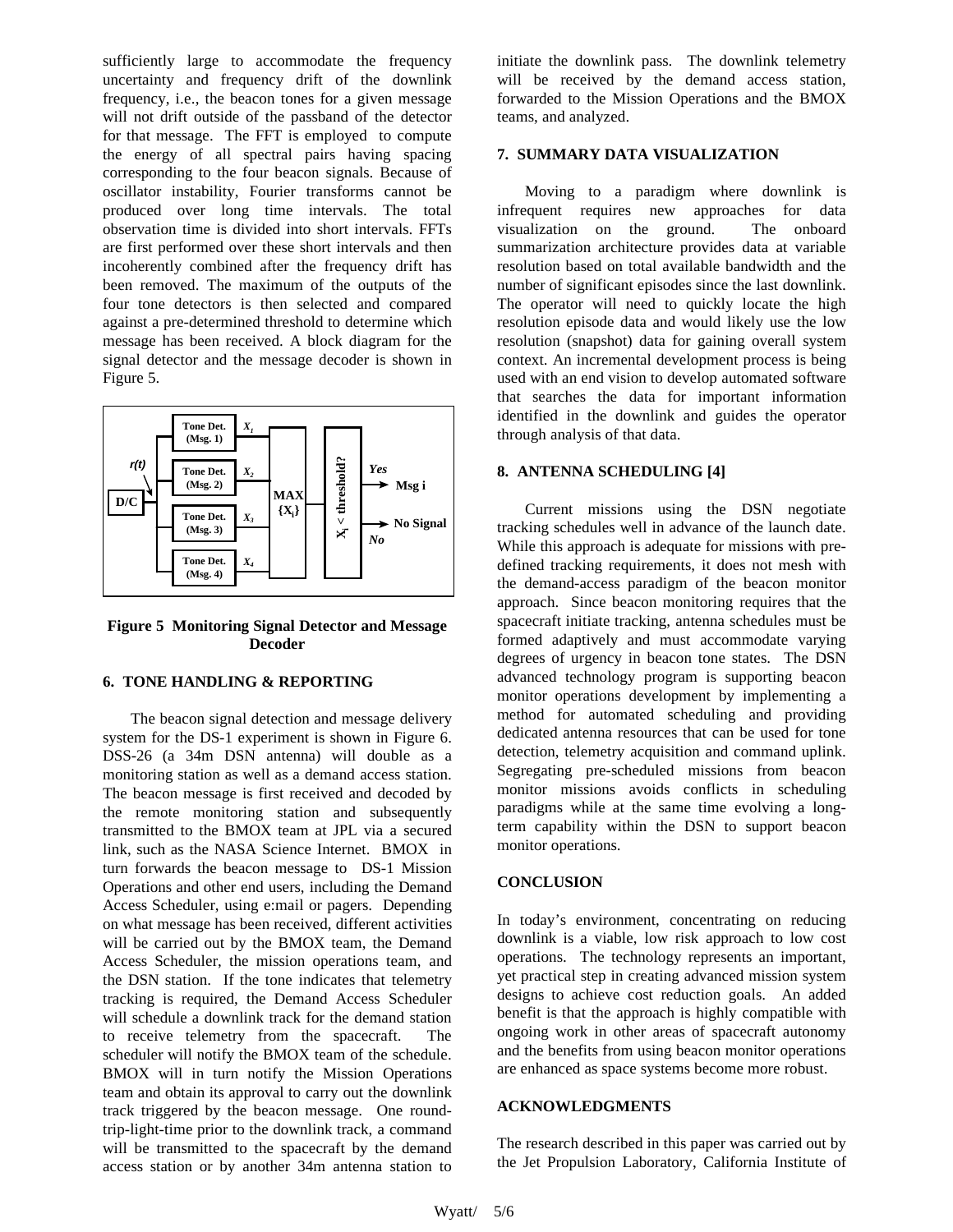sufficiently large to accommodate the frequency uncertainty and frequency drift of the downlink frequency, i.e., the beacon tones for a given message will not drift outside of the passband of the detector for that message. The FFT is employed to compute the energy of all spectral pairs having spacing corresponding to the four beacon signals. Because of oscillator instability, Fourier transforms cannot be produced over long time intervals. The total observation time is divided into short intervals. FFTs are first performed over these short intervals and then incoherently combined after the frequency drift has been removed. The maximum of the outputs of the four tone detectors is then selected and compared against a pre-determined threshold to determine which message has been received. A block diagram for the signal detector and the message decoder is shown in Figure 5.

**Figure 5 Monitoring Signal Detector and Message Decoder**

## 6. TONE HANDLING & REPORTING

The beacon signal detection and message delivery system for the DS-1 experiment is shown in Figure 6. DSS-26 (a 34m DSN antenna) will double as a monitoring station as well as a demand access station. The beacon message is first received and decoded by the remote monitoring station and subsequently transmitted to the BMOX team at JPL via a secured link, such as the NASA Science Internet. BMOX in turn forwards the beacon message to DS-1 Mission Operations and other end users, including the Demand Access Scheduler, using e:mail or pagers. Depending on what message has been received, different activities will be carried out by the BMOX team, the Demand Access Scheduler, the mission operations team, and the DSN station. If the tone indicates that telemetry tracking is required, the Demand Access Scheduler will schedule a downlink track for the demand station to receive telemetry from the spacecraft. The scheduler will notify the BMOX team of the schedule. BMOX will in turn notify the Mission Operations team and obtain its approval to carry out the downlink track triggered by the beacon message. One round-trip-light-time prior to the downlink track, a command will be transmitted to the spacecraft by the demand access station or by another 34m antenna station to initiate the downlink pass. The downlink telemetry will be received by the demand access station, forwarded to the Mission Operations and the BMOX teams, and analyzed.

## 7. SUMMARY DATA VISUALIZATION

Moving to a paradigm where downlink is infrequent requires new approaches for data visualization on the ground. The onboard summarization architecture provides data at variable resolution based on total available bandwidth and the number of significant episodes since the last downlink. The operator will need to quickly locate the high resolution episode data and would likely use the low resolution (snapshot) data for gaining overall system context. An incremental development process is being used with an end vision to develop automated software that searches the data for important information identified in the downlink and guides the operator through analysis of that data.

## 8. ANTENNA SCHEDULING [4]

Current missions using the DSN negotiate tracking schedules well in advance of the launch date. While this approach is adequate for missions with pre-defined tracking requirements, it does not mesh with the demand-access paradigm of the beacon monitor approach. Since beacon monitoring requires that the spacecraft initiate tracking, antenna schedules must be formed adaptively and must accommodate varying degrees of urgency in beacon tone states. The DSN advanced technology program is supporting beacon monitor operations development by implementing a method for automated scheduling and providing dedicated antenna resources that can be used for tone detection, telemetry acquisition and command uplink. Segregating pre-scheduled missions from beacon monitor missions avoids conflicts in scheduling paradigms while at the same time evolving a long-term capability within the DSN to support beacon monitor operations.

## CONCLUSION

In today's environment, concentrating on reducing downlink is a viable, low risk approach to low cost operations. The technology represents an important, yet practical step in creating advanced mission system designs to achieve cost reduction goals. An added benefit is that the approach is highly compatible with ongoing work in other areas of spacecraft autonomy and the benefits from using beacon monitor operations are enhanced as space systems become more robust.

## ACKNOWLEDGMENTS

The research described in this paper was carried out by the Jet Propulsion Laboratory, California Institute of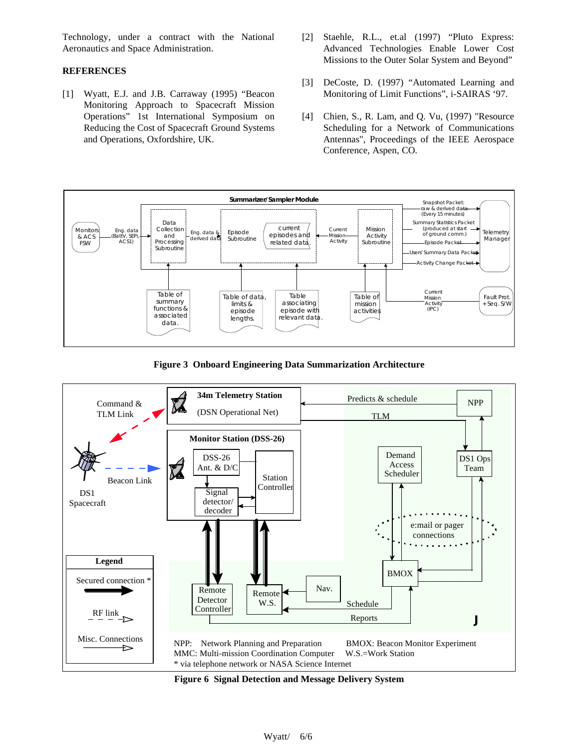Technology, under a contract with the National Aeronautics and Space Administration.

## REFERENCES

[1] Wyatt, E.J. and J.B. Carraway (1995) "Beacon Monitoring Approach to Spacecraft Mission Operations" 1st International Symposium on Reducing the Cost of Spacecraft Ground Systems and Operations, Oxfordshire, UK.

[2] Staehle, R.L., et.al (1997) "Pluto Express: Advanced Technologies Enable Lower Cost Missions to the Outer Solar System and Beyond"

[3] DeCoste, D. (1997) "Automated Learning and Monitoring of Limit Functions", i-SAIRAS '97.

[4] Chien, S., R. Lam, and Q. Vu, (1997) "Resource Scheduling for a Network of Communications Antennas", Proceedings of the IEEE Aerospace Conference, Aspen, CO.

Summarizer/Sampler Module

Monitors & ACS FSW

Eng. data (BattV, SEPi, ACS1)

Data Collection and Processing Subroutine

Eng. data & derived data

Episode Subroutine

current episodes and related data.

Current Mission Activity

Mission Activity Subroutine

Snapshot Packet: raw & derived data (Every 15 minutes)

Summary Statistics Packet (produced at start of ground comm.)

Episode Packet

Users' Summary Data Packet

Activity Change Packet

Telemetry Manager

Table of summary functions & associated data.

Table of data, limits & episode lengths.

Table associating episode with relevant data.

Table of mission activities

Current Mission Activity (IPC)

Fault Prot. +Seq. S/W

**Figure 3 Onboard Engineering Data Summarization Architecture**

Command & TLM Link

34m Telemetry Station (DSN Operational Net)

Predicts & schedule

NPP

TLM

DS1 Spacecraft

Beacon Link

Monitor Station (DSS-26)

DSS-26 Ant. & D/C

Station Controller

Signal detector/ decoder

Demand Access Scheduler

DS1 Ops Team

e:mail or pager connections

BMOX

Legend

Secured connection *

RF link

Misc. Connections

Remote Detector Controller

Remote W.S.

Nav.

Schedule

Reports

NPP: Network Planning and Preparation
BMOX: Beacon Monitor Experiment
MMC: Multi-mission Coordination Computer
W.S.=Work Station
* via telephone network or NASA Science Internet

**Figure 6 Signal Detection and Message Delivery System**